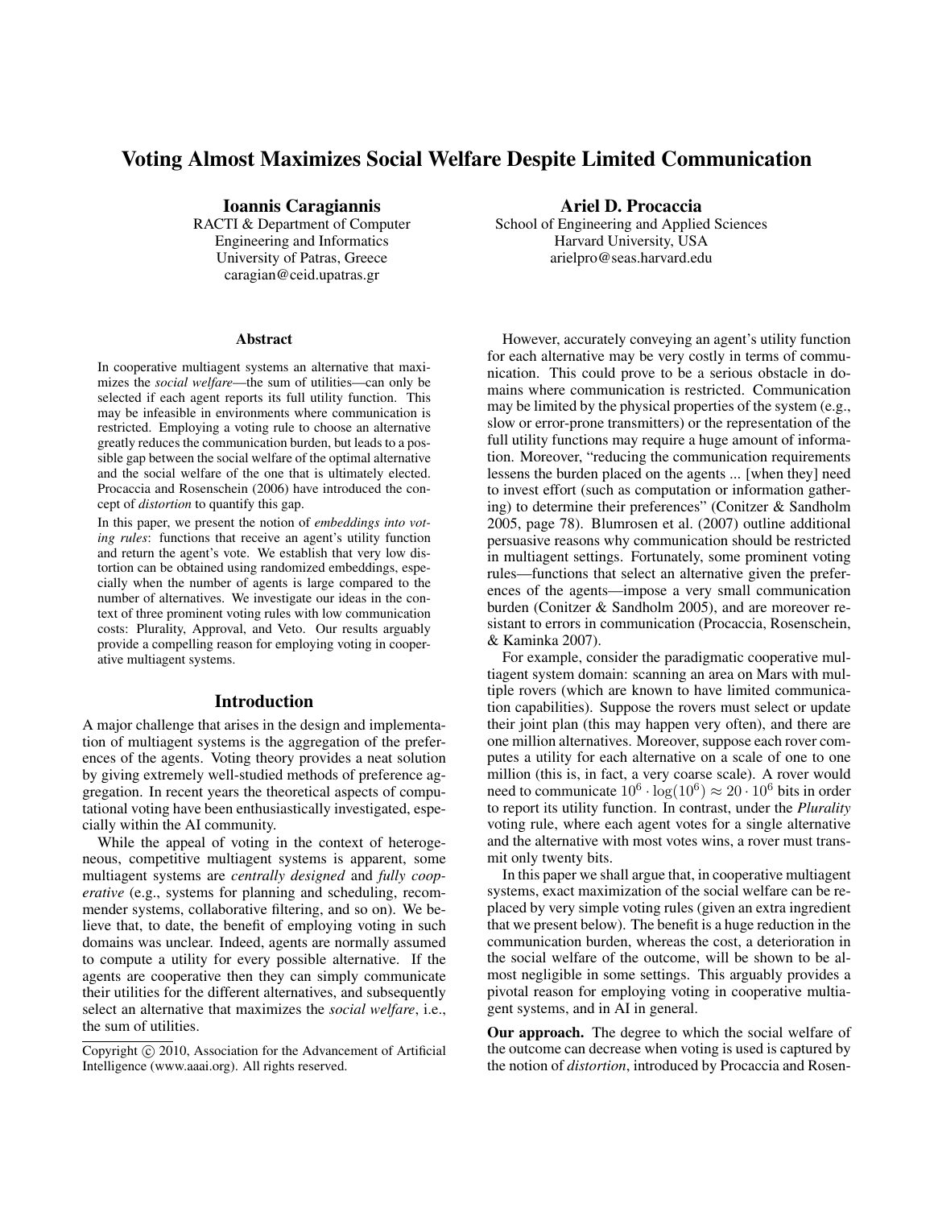# Voting Almost Maximizes Social Welfare Despite Limited Communication

**Ioannis Caragiannis**
RACTI & Department of Computer Engineering and Informatics
University of Patras, Greece
caragian@ceid.upatras.gr

**Ariel D. Procaccia**
School of Engineering and Applied Sciences
Harvard University, USA
arielpro@seas.harvard.edu

## Abstract

In cooperative multiagent systems an alternative that maximizes the *social welfare*—the sum of utilities—can only be selected if each agent reports its full utility function. This may be infeasible in environments where communication is restricted. Employing a voting rule to choose an alternative greatly reduces the communication burden, but leads to a possible gap between the social welfare of the optimal alternative and the social welfare of the one that is ultimately elected. Procaccia and Rosenschein (2006) have introduced the concept of *distortion* to quantify this gap.

In this paper, we present the notion of *embeddings into voting rules*: functions that receive an agent's utility function and return the agent's vote. We establish that very low distortion can be obtained using randomized embeddings, especially when the number of agents is large compared to the number of alternatives. We investigate our ideas in the context of three prominent voting rules with low communication costs: Plurality, Approval, and Veto. Our results arguably provide a compelling reason for employing voting in cooperative multiagent systems.

## Introduction

A major challenge that arises in the design and implementation of multiagent systems is the aggregation of the preferences of the agents. Voting theory provides a neat solution by giving extremely well-studied methods of preference aggregation. In recent years the theoretical aspects of computational voting have been enthusiastically investigated, especially within the AI community.

While the appeal of voting in the context of heterogeneous, competitive multiagent systems is apparent, some multiagent systems are *centrally designed* and *fully cooperative* (e.g., systems for planning and scheduling, recommender systems, collaborative filtering, and so on). We believe that, to date, the benefit of employing voting in such domains was unclear. Indeed, agents are normally assumed to compute a utility for every possible alternative. If the agents are cooperative then they can simply communicate their utilities for the different alternatives, and subsequently select an alternative that maximizes the *social welfare*, i.e., the sum of utilities.

Copyright © 2010, Association for the Advancement of Artificial Intelligence (www.aaai.org). All rights reserved.

However, accurately conveying an agent's utility function for each alternative may be very costly in terms of communication. This could prove to be a serious obstacle in domains where communication is restricted. Communication may be limited by the physical properties of the system (e.g., slow or error-prone transmitters) or the representation of the full utility functions may require a huge amount of information. Moreover, "reducing the communication requirements lessens the burden placed on the agents ... [when they] need to invest effort (such as computation or information gathering) to determine their preferences" (Conitzer & Sandholm 2005, page 78). Blumrosen et al. (2007) outline additional persuasive reasons why communication should be restricted in multiagent settings. Fortunately, some prominent voting rules—functions that select an alternative given the preferences of the agents—impose a very small communication burden (Conitzer & Sandholm 2005), and are moreover resistant to errors in communication (Procaccia, Rosenschein, & Kaminka 2007).

For example, consider the paradigmatic cooperative multiagent system domain: scanning an area on Mars with multiple rovers (which are known to have limited communication capabilities). Suppose the rovers must select or update their joint plan (this may happen very often), and there are one million alternatives. Moreover, suppose each rover computes a utility for each alternative on a scale of one to one million (this is, in fact, a very coarse scale). A rover would need to communicate $10^6 \cdot \log(10^6) \approx 20 \cdot 10^6$ bits in order to report its utility function. In contrast, under the *Plurality* voting rule, where each agent votes for a single alternative and the alternative with most votes wins, a rover must transmit only twenty bits.

In this paper we shall argue that, in cooperative multiagent systems, exact maximization of the social welfare can be replaced by very simple voting rules (given an extra ingredient that we present below). The benefit is a huge reduction in the communication burden, whereas the cost, a deterioration in the social welfare of the outcome, will be shown to be almost negligible in some settings. This arguably provides a pivotal reason for employing voting in cooperative multiagent systems, and in AI in general.

**Our approach.** The degree to which the social welfare of the outcome can decrease when voting is used is captured by the notion of *distortion*, introduced by Procaccia and Rosen-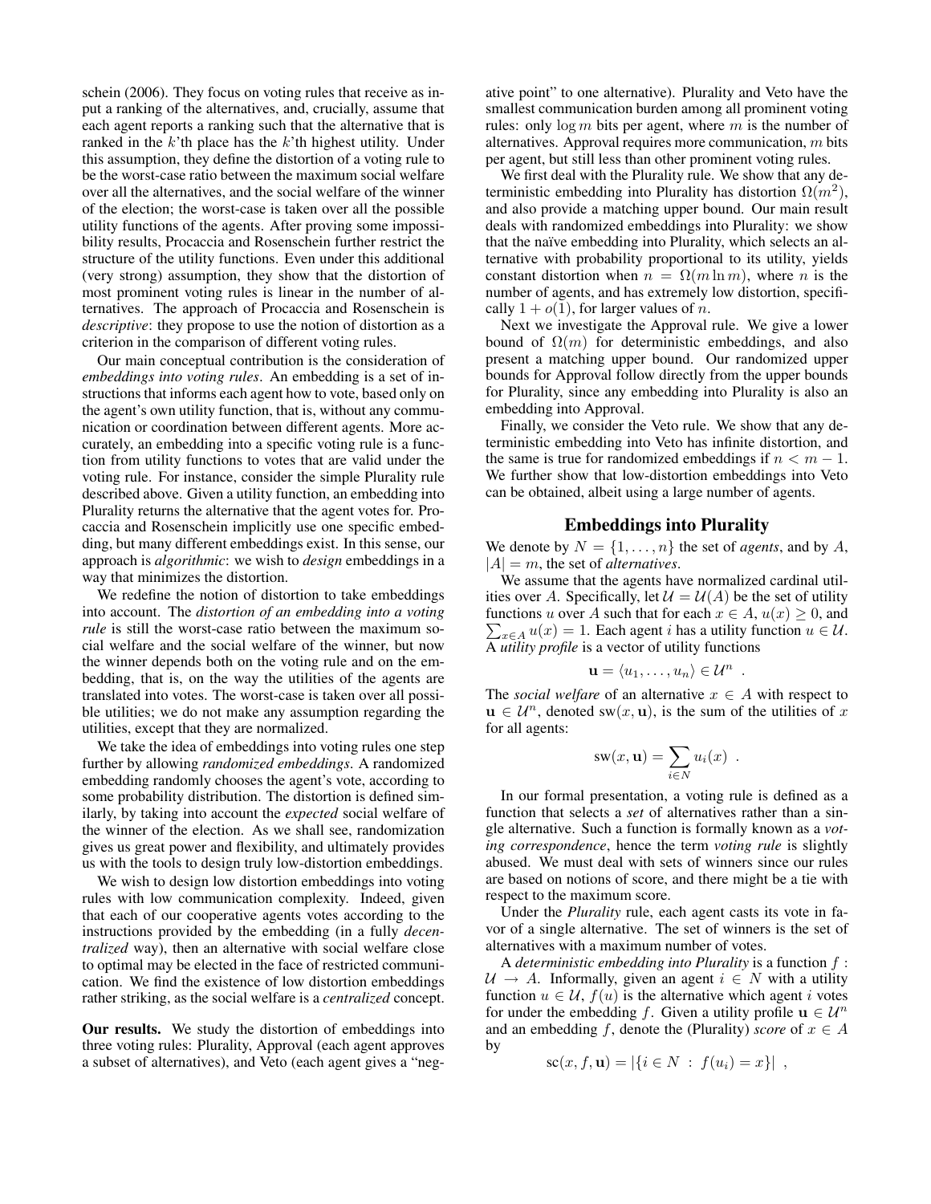schein (2006). They focus on voting rules that receive as input a ranking of the alternatives, and, crucially, assume that each agent reports a ranking such that the alternative that is ranked in the $k$'th place has the $k$'th highest utility. Under this assumption, they define the distortion of a voting rule to be the worst-case ratio between the maximum social welfare over all the alternatives, and the social welfare of the winner of the election; the worst-case is taken over all the possible utility functions of the agents. After proving some impossibility results, Procaccia and Rosenschein further restrict the structure of the utility functions. Even under this additional (very strong) assumption, they show that the distortion of most prominent voting rules is linear in the number of alternatives. The approach of Procaccia and Rosenschein is *descriptive*: they propose to use the notion of distortion as a criterion in the comparison of different voting rules.

Our main conceptual contribution is the consideration of *embeddings into voting rules*. An embedding is a set of instructions that informs each agent how to vote, based only on the agent's own utility function, that is, without any communication or coordination between different agents. More accurately, an embedding into a specific voting rule is a function from utility functions to votes that are valid under the voting rule. For instance, consider the simple Plurality rule described above. Given a utility function, an embedding into Plurality returns the alternative that the agent votes for. Procaccia and Rosenschein implicitly use one specific embedding, but many different embeddings exist. In this sense, our approach is *algorithmic*: we wish to *design* embeddings in a way that minimizes the distortion.

We redefine the notion of distortion to take embeddings into account. The *distortion of an embedding into a voting rule* is still the worst-case ratio between the maximum social welfare and the social welfare of the winner, but now the winner depends both on the voting rule and on the embedding, that is, on the way the utilities of the agents are translated into votes. The worst-case is taken over all possible utilities; we do not make any assumption regarding the utilities, except that they are normalized.

We take the idea of embeddings into voting rules one step further by allowing *randomized embeddings*. A randomized embedding randomly chooses the agent's vote, according to some probability distribution. The distortion is defined similarly, by taking into account the *expected* social welfare of the winner of the election. As we shall see, randomization gives us great power and flexibility, and ultimately provides us with the tools to design truly low-distortion embeddings.

We wish to design low distortion embeddings into voting rules with low communication complexity. Indeed, given that each of our cooperative agents votes according to the instructions provided by the embedding (in a fully *decentralized* way), then an alternative with social welfare close to optimal may be elected in the face of restricted communication. We find the existence of low distortion embeddings rather striking, as the social welfare is a *centralized* concept.

**Our results.** We study the distortion of embeddings into three voting rules: Plurality, Approval (each agent approves a subset of alternatives), and Veto (each agent gives a "negative point" to one alternative). Plurality and Veto have the smallest communication burden among all prominent voting rules: only $\log m$ bits per agent, where $m$ is the number of alternatives. Approval requires more communication, $m$ bits per agent, but still less than other prominent voting rules.

We first deal with the Plurality rule. We show that any deterministic embedding into Plurality has distortion $\Omega(m^2)$, and also provide a matching upper bound. Our main result deals with randomized embeddings into Plurality: we show that the naïve embedding into Plurality, which selects an alternative with probability proportional to its utility, yields constant distortion when $n = \Omega(m \ln m)$, where $n$ is the number of agents, and has extremely low distortion, specifically $1 + o(1)$, for larger values of $n$.

Next we investigate the Approval rule. We give a lower bound of $\Omega(m)$ for deterministic embeddings, and also present a matching upper bound. Our randomized upper bounds for Approval follow directly from the upper bounds for Plurality, since any embedding into Plurality is also an embedding into Approval.

Finally, we consider the Veto rule. We show that any deterministic embedding into Veto has infinite distortion, and the same is true for randomized embeddings if $n < m - 1$. We further show that low-distortion embeddings into Veto can be obtained, albeit using a large number of agents.

## Embeddings into Plurality

We denote by $N = \{1, \ldots, n\}$ the set of *agents*, and by $A$, $|A| = m$, the set of *alternatives*.

We assume that the agents have normalized cardinal utilities over $A$. Specifically, let $\mathcal{U} = \mathcal{U}(A)$ be the set of utility functions $u$ over $A$ such that for each $x \in A$, $u(x) \geq 0$, and $\sum_{x \in A} u(x) = 1$. Each agent $i$ has a utility function $u \in \mathcal{U}$. A *utility profile* is a vector of utility functions

$$\mathbf{u} = \langle u_1, \ldots, u_n \rangle \in \mathcal{U}^n \ .$$

The *social welfare* of an alternative $x \in A$ with respect to $\mathbf{u} \in \mathcal{U}^n$, denoted $\mathrm{sw}(x, \mathbf{u})$, is the sum of the utilities of $x$ for all agents:

$$\mathrm{sw}(x, \mathbf{u}) = \sum_{i \in N} u_i(x) \ .$$

In our formal presentation, a voting rule is defined as a function that selects a *set* of alternatives rather than a single alternative. Such a function is formally known as a *voting correspondence*, hence the term *voting rule* is slightly abused. We must deal with sets of winners since our rules are based on notions of score, and there might be a tie with respect to the maximum score.

Under the *Plurality* rule, each agent casts its vote in favor of a single alternative. The set of winners is the set of alternatives with a maximum number of votes.

A *deterministic embedding into Plurality* is a function $f : \mathcal{U} \to A$. Informally, given an agent $i \in N$ with a utility function $u \in \mathcal{U}$, $f(u)$ is the alternative which agent $i$ votes for under the embedding $f$. Given a utility profile $\mathbf{u} \in \mathcal{U}^n$ and an embedding $f$, denote the (Plurality) *score* of $x \in A$ by

$$\mathrm{sc}(x, f, \mathbf{u}) = |\{i \in N \ : \ f(u_i) = x\}| \ ,$$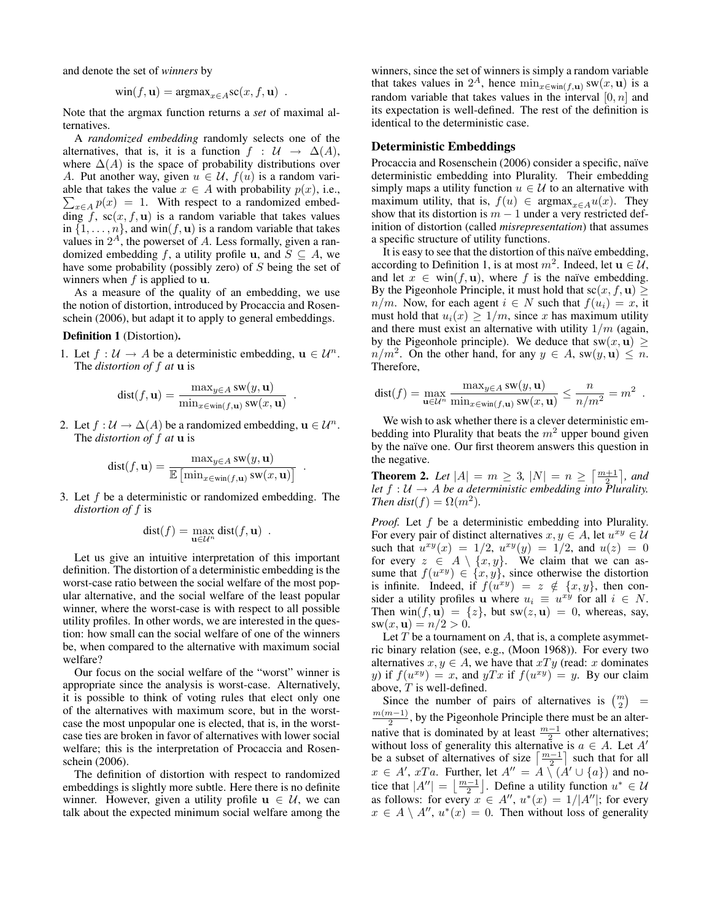and denote the set of *winners* by

$$\text{win}(f, \mathbf{u}) = \text{argmax}_{x \in A} \text{sc}(x, f, \mathbf{u}) \ .$$

Note that the argmax function returns a *set* of maximal alternatives.

A *randomized embedding* randomly selects one of the alternatives, that is, it is a function $f : \mathcal{U} \rightarrow \Delta(A)$, where $\Delta(A)$ is the space of probability distributions over $A$. Put another way, given $u \in \mathcal{U}$, $f(u)$ is a random variable that takes the value $x \in A$ with probability $p(x)$, i.e., $\sum_{x \in A} p(x) = 1$. With respect to a randomized embedding $f$, $\text{sc}(x, f, \mathbf{u})$ is a random variable that takes values in $\{1, \ldots, n\}$, and $\text{win}(f, \mathbf{u})$ is a random variable that takes values in $2^A$, the powerset of $A$. Less formally, given a randomized embedding $f$, a utility profile $\mathbf{u}$, and $S \subseteq A$, we have some probability (possibly zero) of $S$ being the set of winners when $f$ is applied to $\mathbf{u}$.

As a measure of the quality of an embedding, we use the notion of distortion, introduced by Procaccia and Rosenschein (2006), but adapt it to apply to general embeddings.

**Definition 1** (Distortion)**.**

1. Let $f : \mathcal{U} \rightarrow A$ be a deterministic embedding, $\mathbf{u} \in \mathcal{U}^n$. The *distortion of $f$ at* $\mathbf{u}$ is

$$\text{dist}(f, \mathbf{u}) = \frac{\max_{y \in A} \text{sw}(y, \mathbf{u})}{\min_{x \in \text{win}(f, \mathbf{u})} \text{sw}(x, \mathbf{u})} \ .$$

2. Let $f : \mathcal{U} \rightarrow \Delta(A)$ be a randomized embedding, $\mathbf{u} \in \mathcal{U}^n$. The *distortion of $f$ at* $\mathbf{u}$ is

$$\text{dist}(f, \mathbf{u}) = \frac{\max_{y \in A} \text{sw}(y, \mathbf{u})}{\mathbb{E}\left[\min_{x \in \text{win}(f, \mathbf{u})} \text{sw}(x, \mathbf{u})\right]} \ .$$

3. Let $f$ be a deterministic or randomized embedding. The *distortion of $f$* is

$$\text{dist}(f) = \max_{\mathbf{u} \in \mathcal{U}^n} \text{dist}(f, \mathbf{u}) \ .$$

Let us give an intuitive interpretation of this important definition. The distortion of a deterministic embedding is the worst-case ratio between the social welfare of the most popular alternative, and the social welfare of the least popular winner, where the worst-case is with respect to all possible utility profiles. In other words, we are interested in the question: how small can the social welfare of one of the winners be, when compared to the alternative with maximum social welfare?

Our focus on the social welfare of the "worst" winner is appropriate since the analysis is worst-case. Alternatively, it is possible to think of voting rules that elect only one of the alternatives with maximum score, but in the worst-case the most unpopular one is elected, that is, in the worst-case ties are broken in favor of alternatives with lower social welfare; this is the interpretation of Procaccia and Rosenschein (2006).

The definition of distortion with respect to randomized embeddings is slightly more subtle. Here there is no definite winner. However, given a utility profile $\mathbf{u} \in \mathcal{U}$, we can talk about the expected minimum social welfare among the winners, since the set of winners is simply a random variable that takes values in $2^A$, hence $\min_{x \in \text{win}(f, \mathbf{u})} \text{sw}(x, \mathbf{u})$ is a random variable that takes values in the interval $[0, n]$ and its expectation is well-defined. The rest of the definition is identical to the deterministic case.

## Deterministic Embeddings

Procaccia and Rosenschein (2006) consider a specific, naïve deterministic embedding into Plurality. Their embedding simply maps a utility function $u \in \mathcal{U}$ to an alternative with maximum utility, that is, $f(u) \in \text{argmax}_{x \in A} u(x)$. They show that its distortion is $m - 1$ under a very restricted definition of distortion (called *misrepresentation*) that assumes a specific structure of utility functions.

It is easy to see that the distortion of this naïve embedding, according to Definition 1, is at most $m^2$. Indeed, let $\mathbf{u} \in \mathcal{U}$, and let $x \in \text{win}(f, \mathbf{u})$, where $f$ is the naïve embedding. By the Pigeonhole Principle, it must hold that $\text{sc}(x, f, \mathbf{u}) \geq n/m$. Now, for each agent $i \in N$ such that $f(u_i) = x$, it must hold that $u_i(x) \geq 1/m$, since $x$ has maximum utility and there must exist an alternative with utility $1/m$ (again, by the Pigeonhole principle). We deduce that $\text{sw}(x, \mathbf{u}) \geq n/m^2$. On the other hand, for any $y \in A$, $\text{sw}(y, \mathbf{u}) \leq n$. Therefore,

$$\text{dist}(f) = \max_{\mathbf{u} \in \mathcal{U}^n} \frac{\max_{y \in A} \text{sw}(y, \mathbf{u})}{\min_{x \in \text{win}(f, \mathbf{u})} \text{sw}(x, \mathbf{u})} \leq \frac{n}{n/m^2} = m^2 \ .$$

We wish to ask whether there is a clever deterministic embedding into Plurality that beats the $m^2$ upper bound given by the naïve one. Our first theorem answers this question in the negative.

**Theorem 2.** *Let $|A| = m \geq 3$, $|N| = n \geq \left\lceil \frac{m+1}{2} \right\rceil$, and let $f : \mathcal{U} \rightarrow A$ be a deterministic embedding into Plurality. Then $\text{dist}(f) = \Omega(m^2)$.*

*Proof.* Let $f$ be a deterministic embedding into Plurality. For every pair of distinct alternatives $x, y \in A$, let $u^{xy} \in \mathcal{U}$ such that $u^{xy}(x) = 1/2$, $u^{xy}(y) = 1/2$, and $u(z) = 0$ for every $z \in A \setminus \{x, y\}$. We claim that we can assume that $f(u^{xy}) \in \{x, y\}$, since otherwise the distortion is infinite. Indeed, if $f(u^{xy}) = z \notin \{x, y\}$, then consider a utility profiles $\mathbf{u}$ where $u_i \equiv u^{xy}$ for all $i \in N$. Then $\text{win}(f, \mathbf{u}) = \{z\}$, but $\text{sw}(z, \mathbf{u}) = 0$, whereas, say, $\text{sw}(x, \mathbf{u}) = n/2 > 0$.

Let $T$ be a tournament on $A$, that is, a complete asymmetric binary relation (see, e.g., (Moon 1968)). For every two alternatives $x, y \in A$, we have that $xTy$ (read: $x$ dominates $y$) if $f(u^{xy}) = x$, and $yTx$ if $f(u^{xy}) = y$. By our claim above, $T$ is well-defined.

Since the number of pairs of alternatives is $\binom{m}{2} = \frac{m(m-1)}{2}$, by the Pigeonhole Principle there must be an alternative that is dominated by at least $\frac{m-1}{2}$ other alternatives; without loss of generality this alternative is $a \in A$. Let $A'$ be a subset of alternatives of size $\left\lceil \frac{m-1}{2} \right\rceil$ such that for all $x \in A'$, $xTa$. Further, let $A'' = A \setminus (A' \cup \{a\})$ and notice that $|A''| = \left\lfloor \frac{m-1}{2} \right\rfloor$. Define a utility function $u^* \in \mathcal{U}$ as follows: for every $x \in A''$, $u^*(x) = 1/|A''|$; for every $x \in A \setminus A''$, $u^*(x) = 0$. Then without loss of generality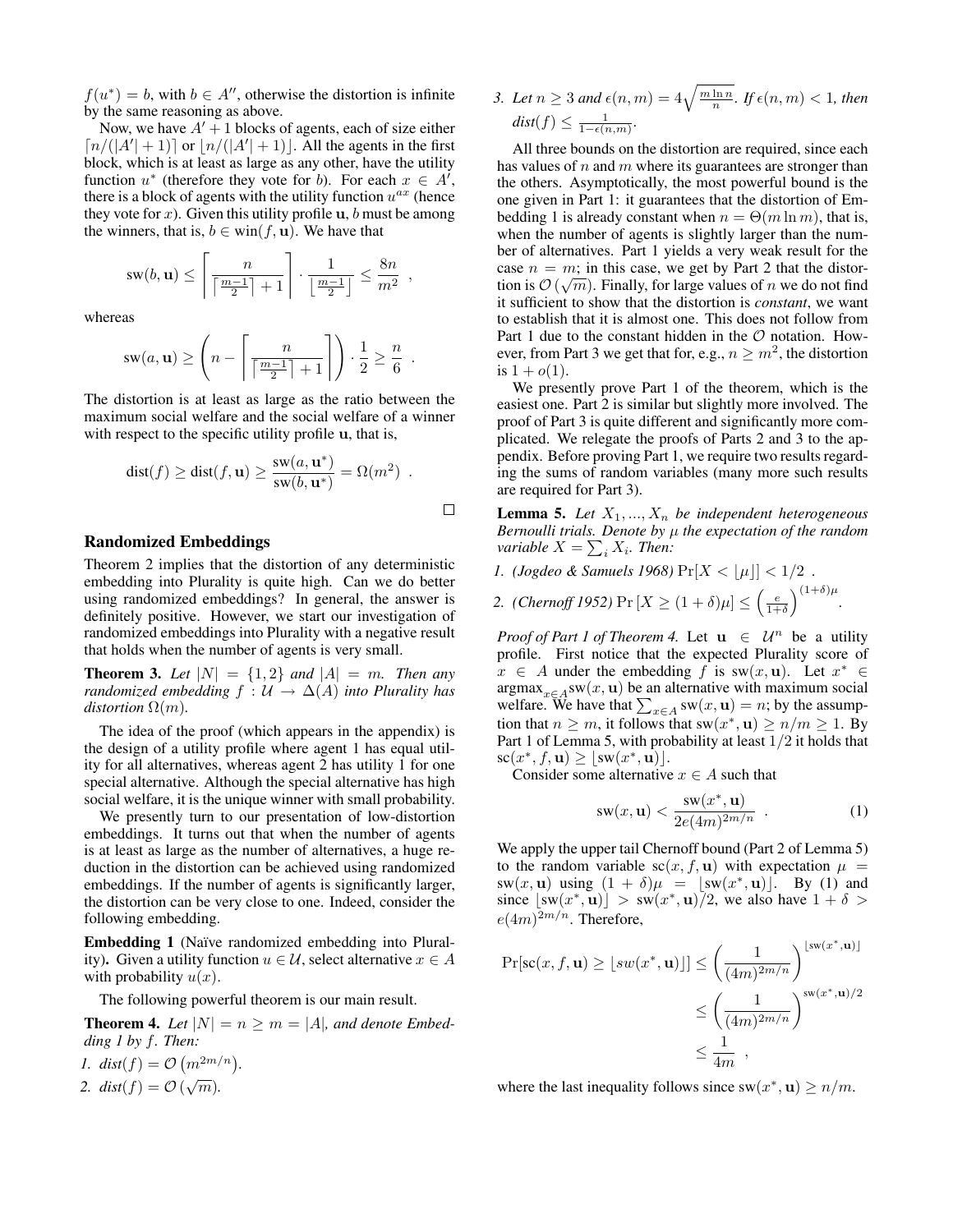$f(u^*) = b$, with $b \in A''$, otherwise the distortion is infinite by the same reasoning as above.

Now, we have $A' + 1$ blocks of agents, each of size either $\lceil n/(|A'|+1) \rceil$ or $\lfloor n/(|A'|+1) \rfloor$. All the agents in the first block, which is at least as large as any other, have the utility function $u^*$ (therefore they vote for $b$). For each $x \in A'$, there is a block of agents with the utility function $u^{ax}$ (hence they vote for $x$). Given this utility profile $\mathbf{u}$, $b$ must be among the winners, that is, $b \in \text{win}(f, \mathbf{u})$. We have that

$$\text{sw}(b, \mathbf{u}) \leq \left\lceil \frac{n}{\lceil \frac{m-1}{2} \rceil + 1} \right\rceil \cdot \frac{1}{\lfloor \frac{m-1}{2} \rfloor} \leq \frac{8n}{m^2} \ ,$$

whereas

$$\text{sw}(a, \mathbf{u}) \geq \left( n - \left\lceil \frac{n}{\lceil \frac{m-1}{2} \rceil + 1} \right\rceil \right) \cdot \frac{1}{2} \geq \frac{n}{6} \ .$$

The distortion is at least as large as the ratio between the maximum social welfare and the social welfare of a winner with respect to the specific utility profile $\mathbf{u}$, that is,

$$\text{dist}(f) \geq \text{dist}(f, \mathbf{u}) \geq \frac{\text{sw}(a, \mathbf{u}^*)}{\text{sw}(b, \mathbf{u}^*)} = \Omega(m^2) \ .$$

□

## Randomized Embeddings

Theorem 2 implies that the distortion of any deterministic embedding into Plurality is quite high. Can we do better using randomized embeddings? In general, the answer is definitely positive. However, we start our investigation of randomized embeddings into Plurality with a negative result that holds when the number of agents is very small.

**Theorem 3.** *Let $|N| = \{1, 2\}$ and $|A| = m$. Then any randomized embedding $f : \mathcal{U} \to \Delta(A)$ into Plurality has distortion $\Omega(m)$.*

The idea of the proof (which appears in the appendix) is the design of a utility profile where agent 1 has equal utility for all alternatives, whereas agent 2 has utility 1 for one special alternative. Although the special alternative has high social welfare, it is the unique winner with small probability.

We presently turn to our presentation of low-distortion embeddings. It turns out that when the number of agents is at least as large as the number of alternatives, a huge reduction in the distortion can be achieved using randomized embeddings. If the number of agents is significantly larger, the distortion can be very close to one. Indeed, consider the following embedding.

**Embedding 1** **(Naïve randomized embedding into Plurality).** Given a utility function $u \in \mathcal{U}$, select alternative $x \in A$ with probability $u(x)$.

The following powerful theorem is our main result.

**Theorem 4.** *Let $|N| = n \geq m = |A|$, and denote Embedding 1 by $f$. Then:*

1. *$\text{dist}(f) = \mathcal{O}\left(m^{2m/n}\right)$.*
2. *$\text{dist}(f) = \mathcal{O}\left(\sqrt{m}\right)$.*
3. *Let $n \geq 3$ and $\epsilon(n, m) = 4\sqrt{\frac{m \ln n}{n}}$. If $\epsilon(n, m) < 1$, then $\text{dist}(f) \leq \frac{1}{1 - \epsilon(n,m)}$.*

All three bounds on the distortion are required, since each has values of $n$ and $m$ where its guarantees are stronger than the others. Asymptotically, the most powerful bound is the one given in Part 1: it guarantees that the distortion of Embedding 1 is already constant when $n = \Theta(m \ln m)$, that is, when the number of agents is slightly larger than the number of alternatives. Part 1 yields a very weak result for the case $n = m$; in this case, we get by Part 2 that the distortion is $\mathcal{O}(\sqrt{m})$. Finally, for large values of $n$ we do not find it sufficient to show that the distortion is *constant*, we want to establish that it is almost one. This does not follow from Part 1 due to the constant hidden in the $\mathcal{O}$ notation. However, from Part 3 we get that for, e.g., $n \geq m^2$, the distortion is $1 + o(1)$.

We presently prove Part 1 of the theorem, which is the easiest one. Part 2 is similar but slightly more involved. The proof of Part 3 is quite different and significantly more complicated. We relegate the proofs of Parts 2 and 3 to the appendix. Before proving Part 1, we require two results regarding the sums of random variables (many more such results are required for Part 3).

**Lemma 5.** *Let $X_1, ..., X_n$ be independent heterogeneous Bernoulli trials. Denote by $\mu$ the expectation of the random variable $X = \sum_i X_i$. Then:*

1. *(Jogdeo & Samuels 1968) $\Pr[X < \lfloor \mu \rfloor] < 1/2$ .*
2. *(Chernoff 1952) $\Pr\left[X \geq (1+\delta)\mu\right] \leq \left(\frac{e}{1+\delta}\right)^{(1+\delta)\mu}$.*

*Proof of Part 1 of Theorem 4.* Let $\mathbf{u} \in \mathcal{U}^n$ be a utility profile. First notice that the expected Plurality score of $x \in A$ under the embedding $f$ is $\text{sw}(x, \mathbf{u})$. Let $x^* \in \text{argmax}_{x \in A} \text{sw}(x, \mathbf{u})$ be an alternative with maximum social welfare. We have that $\sum_{x \in A} \text{sw}(x, \mathbf{u}) = n$; by the assumption that $n \geq m$, it follows that $\text{sw}(x^*, \mathbf{u}) \geq n/m \geq 1$. By Part 1 of Lemma 5, with probability at least $1/2$ it holds that $\text{sc}(x^*, f, \mathbf{u}) \geq \lfloor \text{sw}(x^*, \mathbf{u}) \rfloor$.

Consider some alternative $x \in A$ such that

$$\text{sw}(x, \mathbf{u}) < \frac{\text{sw}(x^*, \mathbf{u})}{2e(4m)^{2m/n}} \ . \tag{1}$$

We apply the upper tail Chernoff bound (Part 2 of Lemma 5) to the random variable $\text{sc}(x, f, \mathbf{u})$ with expectation $\mu = \text{sw}(x, \mathbf{u})$ using $(1+\delta)\mu = \lfloor \text{sw}(x^*, \mathbf{u}) \rfloor$. By (1) and since $\lfloor \text{sw}(x^*, \mathbf{u}) \rfloor > \text{sw}(x^*, \mathbf{u})/2$, we also have $1 + \delta > e(4m)^{2m/n}$. Therefore,

$$\begin{aligned}
\Pr[\text{sc}(x, f, \mathbf{u}) \geq \lfloor sw(x^*, \mathbf{u}) \rfloor] &\leq \left(\frac{1}{(4m)^{2m/n}}\right)^{\lfloor \text{sw}(x^*, \mathbf{u}) \rfloor} \\
&\leq \left(\frac{1}{(4m)^{2m/n}}\right)^{\text{sw}(x^*, \mathbf{u})/2} \\
&\leq \frac{1}{4m} \ ,
\end{aligned}$$

where the last inequality follows since $\text{sw}(x^*, \mathbf{u}) \geq n/m$.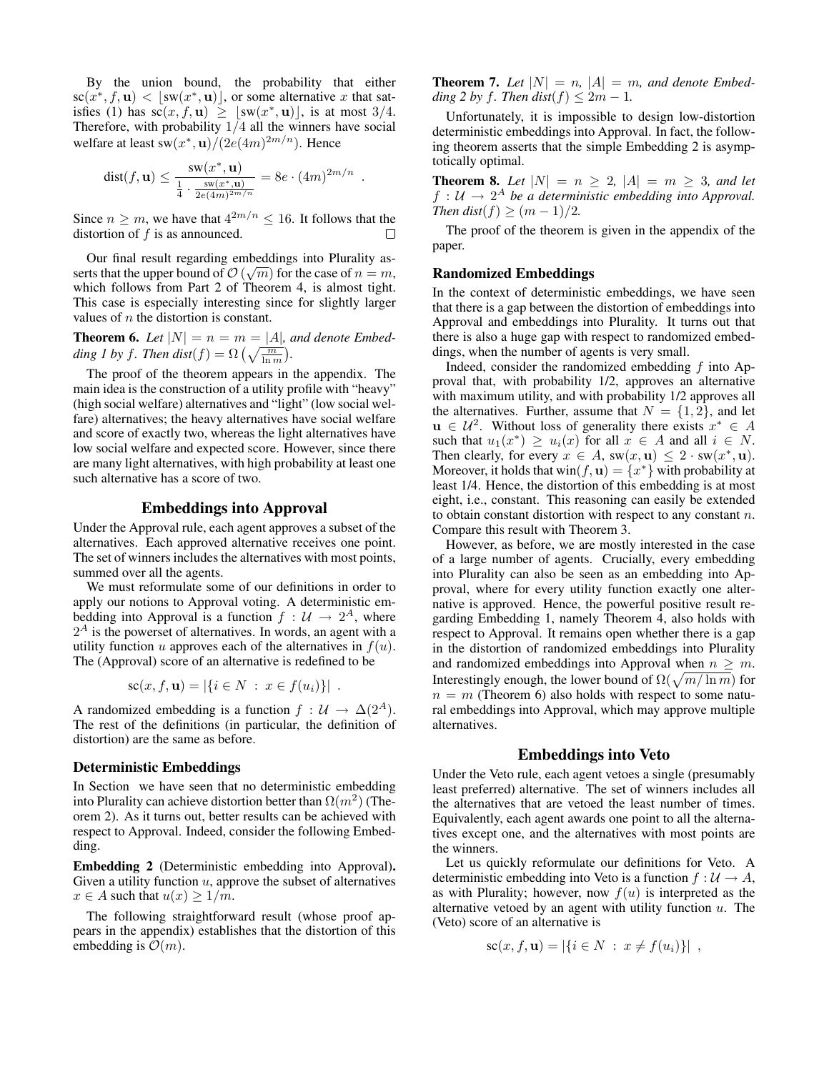By the union bound, the probability that either $\text{sc}(x^*, f, \mathbf{u}) < \lfloor \text{sw}(x^*, \mathbf{u}) \rfloor$, or some alternative $x$ that satisfies (1) has $\text{sc}(x, f, \mathbf{u}) \geq \lfloor \text{sw}(x^*, \mathbf{u}) \rfloor$, is at most $3/4$. Therefore, with probability $1/4$ all the winners have social welfare at least $\text{sw}(x^*, \mathbf{u})/(2e(4m)^{2m/n})$. Hence

$$\text{dist}(f, \mathbf{u}) \leq \frac{\text{sw}(x^*, \mathbf{u})}{\frac{1}{4} \cdot \frac{\text{sw}(x^*, \mathbf{u})}{2e(4m)^{2m/n}}} = 8e \cdot (4m)^{2m/n} \ .$$

Since $n \geq m$, we have that $4^{2m/n} \leq 16$. It follows that the distortion of $f$ is as announced. □

Our final result regarding embeddings into Plurality asserts that the upper bound of $\mathcal{O}(\sqrt{m})$ for the case of $n = m$, which follows from Part 2 of Theorem 4, is almost tight. This case is especially interesting since for slightly larger values of $n$ the distortion is constant.

**Theorem 6.** *Let $|N| = n = m = |A|$, and denote Embedding 1 by $f$. Then $dist(f) = \Omega\left(\sqrt{\frac{m}{\ln m}}\right)$.*

The proof of the theorem appears in the appendix. The main idea is the construction of a utility profile with "heavy" (high social welfare) alternatives and "light" (low social welfare) alternatives; the heavy alternatives have social welfare and score of exactly two, whereas the light alternatives have low social welfare and expected score. However, since there are many light alternatives, with high probability at least one such alternative has a score of two.

## Embeddings into Approval

Under the Approval rule, each agent approves a subset of the alternatives. Each approved alternative receives one point. The set of winners includes the alternatives with most points, summed over all the agents.

We must reformulate some of our definitions in order to apply our notions to Approval voting. A deterministic embedding into Approval is a function $f : \mathcal{U} \to 2^A$, where $2^A$ is the powerset of alternatives. In words, an agent with a utility function $u$ approves each of the alternatives in $f(u)$. The (Approval) score of an alternative is redefined to be

$$\text{sc}(x, f, \mathbf{u}) = |\{i \in N \ : \ x \in f(u_i)\}| \ .$$

A randomized embedding is a function $f : \mathcal{U} \to \Delta(2^A)$. The rest of the definitions (in particular, the definition of distortion) are the same as before.

### Deterministic Embeddings

In Section we have seen that no deterministic embedding into Plurality can achieve distortion better than $\Omega(m^2)$ (Theorem 2). As it turns out, better results can be achieved with respect to Approval. Indeed, consider the following Embedding.

**Embedding 2** (Deterministic embedding into Approval)**.** Given a utility function $u$, approve the subset of alternatives $x \in A$ such that $u(x) \geq 1/m$.

The following straightforward result (whose proof appears in the appendix) establishes that the distortion of this embedding is $\mathcal{O}(m)$.

**Theorem 7.** *Let $|N| = n$, $|A| = m$, and denote Embedding 2 by $f$. Then $dist(f) \leq 2m - 1$.*

Unfortunately, it is impossible to design low-distortion deterministic embeddings into Approval. In fact, the following theorem asserts that the simple Embedding 2 is asymptotically optimal.

**Theorem 8.** *Let $|N| = n \geq 2$, $|A| = m \geq 3$, and let $f : \mathcal{U} \to 2^A$ be a deterministic embedding into Approval. Then $dist(f) \geq (m-1)/2$.*

The proof of the theorem is given in the appendix of the paper.

### Randomized Embeddings

In the context of deterministic embeddings, we have seen that there is a gap between the distortion of embeddings into Approval and embeddings into Plurality. It turns out that there is also a huge gap with respect to randomized embeddings, when the number of agents is very small.

Indeed, consider the randomized embedding $f$ into Approval that, with probability 1/2, approves an alternative with maximum utility, and with probability 1/2 approves all the alternatives. Further, assume that $N = \{1, 2\}$, and let $\mathbf{u} \in \mathcal{U}^2$. Without loss of generality there exists $x^* \in A$ such that $u_1(x^*) \geq u_i(x)$ for all $x \in A$ and all $i \in N$. Then clearly, for every $x \in A$, $\text{sw}(x, \mathbf{u}) \leq 2 \cdot \text{sw}(x^*, \mathbf{u})$. Moreover, it holds that $\text{win}(f, \mathbf{u}) = \{x^*\}$ with probability at least 1/4. Hence, the distortion of this embedding is at most eight, i.e., constant. This reasoning can easily be extended to obtain constant distortion with respect to any constant $n$. Compare this result with Theorem 3.

However, as before, we are mostly interested in the case of a large number of agents. Crucially, every embedding into Plurality can also be seen as an embedding into Approval, where for every utility function exactly one alternative is approved. Hence, the powerful positive result regarding Embedding 1, namely Theorem 4, also holds with respect to Approval. It remains open whether there is a gap in the distortion of randomized embeddings into Plurality and randomized embeddings into Approval when $n \geq m$. Interestingly enough, the lower bound of $\Omega(\sqrt{m/\ln m})$ for $n = m$ (Theorem 6) also holds with respect to some natural embeddings into Approval, which may approve multiple alternatives.

## Embeddings into Veto

Under the Veto rule, each agent vetoes a single (presumably least preferred) alternative. The set of winners includes all the alternatives that are vetoed the least number of times. Equivalently, each agent awards one point to all the alternatives except one, and the alternatives with most points are the winners.

Let us quickly reformulate our definitions for Veto. A deterministic embedding into Veto is a function $f : \mathcal{U} \to A$, as with Plurality; however, now $f(u)$ is interpreted as the alternative vetoed by an agent with utility function $u$. The (Veto) score of an alternative is

$$\text{sc}(x, f, \mathbf{u}) = |\{i \in N \ : \ x \neq f(u_i)\}| \ ,$$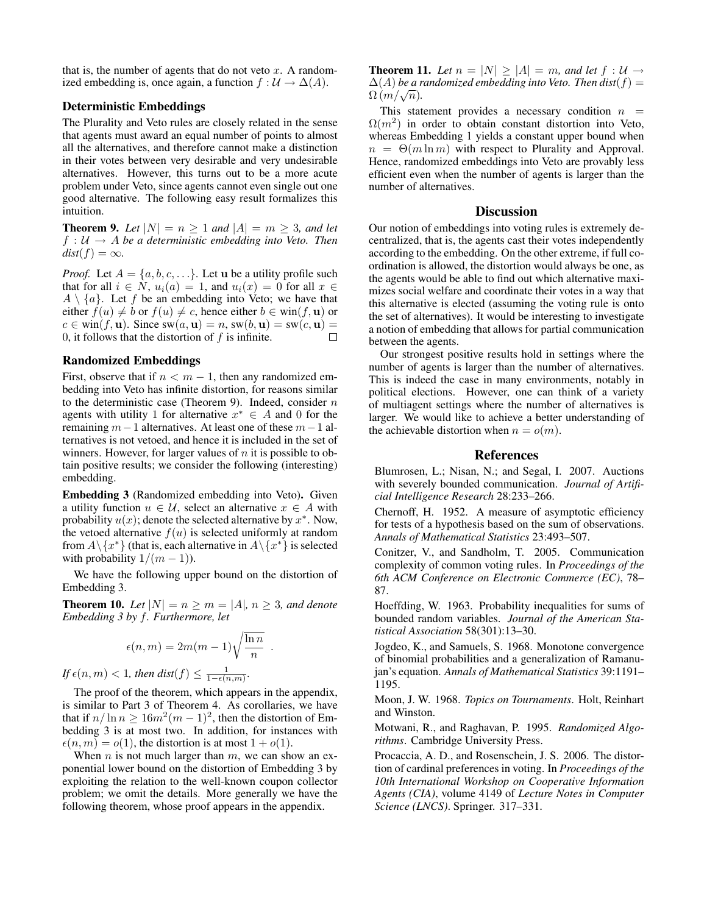that is, the number of agents that do not veto $x$. A randomized embedding is, once again, a function $f : \mathcal{U} \rightarrow \Delta(A)$.

### Deterministic Embeddings

The Plurality and Veto rules are closely related in the sense that agents must award an equal number of points to almost all the alternatives, and therefore cannot make a distinction in their votes between very desirable and very undesirable alternatives. However, this turns out to be a more acute problem under Veto, since agents cannot even single out one good alternative. The following easy result formalizes this intuition.

**Theorem 9.** *Let $|N| = n \geq 1$ and $|A| = m \geq 3$, and let $f : \mathcal{U} \rightarrow A$ be a deterministic embedding into Veto. Then $dist(f) = \infty$.*

*Proof.* Let $A = \{a, b, c, \ldots\}$. Let $\mathbf{u}$ be a utility profile such that for all $i \in N$, $u_i(a) = 1$, and $u_i(x) = 0$ for all $x \in A \setminus \{a\}$. Let $f$ be an embedding into Veto; we have that either $f(u) \neq b$ or $f(u) \neq c$, hence either $b \in \text{win}(f, \mathbf{u})$ or $c \in \text{win}(f, \mathbf{u})$. Since $\text{sw}(a, \mathbf{u}) = n$, $\text{sw}(b, \mathbf{u}) = \text{sw}(c, \mathbf{u}) = 0$, it follows that the distortion of $f$ is infinite. $\square$

### Randomized Embeddings

First, observe that if $n < m - 1$, then any randomized embedding into Veto has infinite distortion, for reasons similar to the deterministic case (Theorem 9). Indeed, consider $n$ agents with utility 1 for alternative $x^* \in A$ and 0 for the remaining $m-1$ alternatives. At least one of these $m-1$ alternatives is not vetoed, and hence it is included in the set of winners. However, for larger values of $n$ it is possible to obtain positive results; we consider the following (interesting) embedding.

**Embedding 3** (Randomized embedding into Veto)**.** Given a utility function $u \in \mathcal{U}$, select an alternative $x \in A$ with probability $u(x)$; denote the selected alternative by $x^*$. Now, the vetoed alternative $f(u)$ is selected uniformly at random from $A \setminus \{x^*\}$ (that is, each alternative in $A \setminus \{x^*\}$ is selected with probability $1/(m-1)$).

We have the following upper bound on the distortion of Embedding 3.

**Theorem 10.** *Let $|N| = n \geq m = |A|$, $n \geq 3$, and denote Embedding 3 by $f$. Furthermore, let*

$$\epsilon(n, m) = 2m(m-1)\sqrt{\frac{\ln n}{n}} \ .$$

*If $\epsilon(n, m) < 1$, then $dist(f) \leq \frac{1}{1-\epsilon(n,m)}$.*

The proof of the theorem, which appears in the appendix, is similar to Part 3 of Theorem 4. As corollaries, we have that if $n/\ln n \geq 16m^2(m-1)^2$, then the distortion of Embedding 3 is at most two. In addition, for instances with $\epsilon(n, m) = o(1)$, the distortion is at most $1 + o(1)$.

When $n$ is not much larger than $m$, we can show an exponential lower bound on the distortion of Embedding 3 by exploiting the relation to the well-known coupon collector problem; we omit the details. More generally we have the following theorem, whose proof appears in the appendix.

**Theorem 11.** *Let $n = |N| \geq |A| = m$, and let $f : \mathcal{U} \rightarrow \Delta(A)$ be a randomized embedding into Veto. Then $dist(f) = \Omega\left(m/\sqrt{n}\right)$.*

This statement provides a necessary condition $n = \Omega(m^2)$ in order to obtain constant distortion into Veto, whereas Embedding 1 yields a constant upper bound when $n = \Theta(m \ln m)$ with respect to Plurality and Approval. Hence, randomized embeddings into Veto are provably less efficient even when the number of agents is larger than the number of alternatives.

## Discussion

Our notion of embeddings into voting rules is extremely decentralized, that is, the agents cast their votes independently according to the embedding. On the other extreme, if full coordination is allowed, the distortion would always be one, as the agents would be able to find out which alternative maximizes social welfare and coordinate their votes in a way that this alternative is elected (assuming the voting rule is onto the set of alternatives). It would be interesting to investigate a notion of embedding that allows for partial communication between the agents.

Our strongest positive results hold in settings where the number of agents is larger than the number of alternatives. This is indeed the case in many environments, notably in political elections. However, one can think of a variety of multiagent settings where the number of alternatives is larger. We would like to achieve a better understanding of the achievable distortion when $n = o(m)$.

## References

Blumrosen, L.; Nisan, N.; and Segal, I. 2007. Auctions with severely bounded communication. *Journal of Artificial Intelligence Research* 28:233–266.

Chernoff, H. 1952. A measure of asymptotic efficiency for tests of a hypothesis based on the sum of observations. *Annals of Mathematical Statistics* 23:493–507.

Conitzer, V., and Sandholm, T. 2005. Communication complexity of common voting rules. In *Proceedings of the 6th ACM Conference on Electronic Commerce (EC)*, 78–87.

Hoeffding, W. 1963. Probability inequalities for sums of bounded random variables. *Journal of the American Statistical Association* 58(301):13–30.

Jogdeo, K., and Samuels, S. 1968. Monotone convergence of binomial probabilities and a generalization of Ramanujan's equation. *Annals of Mathematical Statistics* 39:1191–1195.

Moon, J. W. 1968. *Topics on Tournaments*. Holt, Reinhart and Winston.

Motwani, R., and Raghavan, P. 1995. *Randomized Algorithms*. Cambridge University Press.

Procaccia, A. D., and Rosenschein, J. S. 2006. The distortion of cardinal preferences in voting. In *Proceedings of the 10th International Workshop on Cooperative Information Agents (CIA)*, volume 4149 of *Lecture Notes in Computer Science (LNCS)*. Springer. 317–331.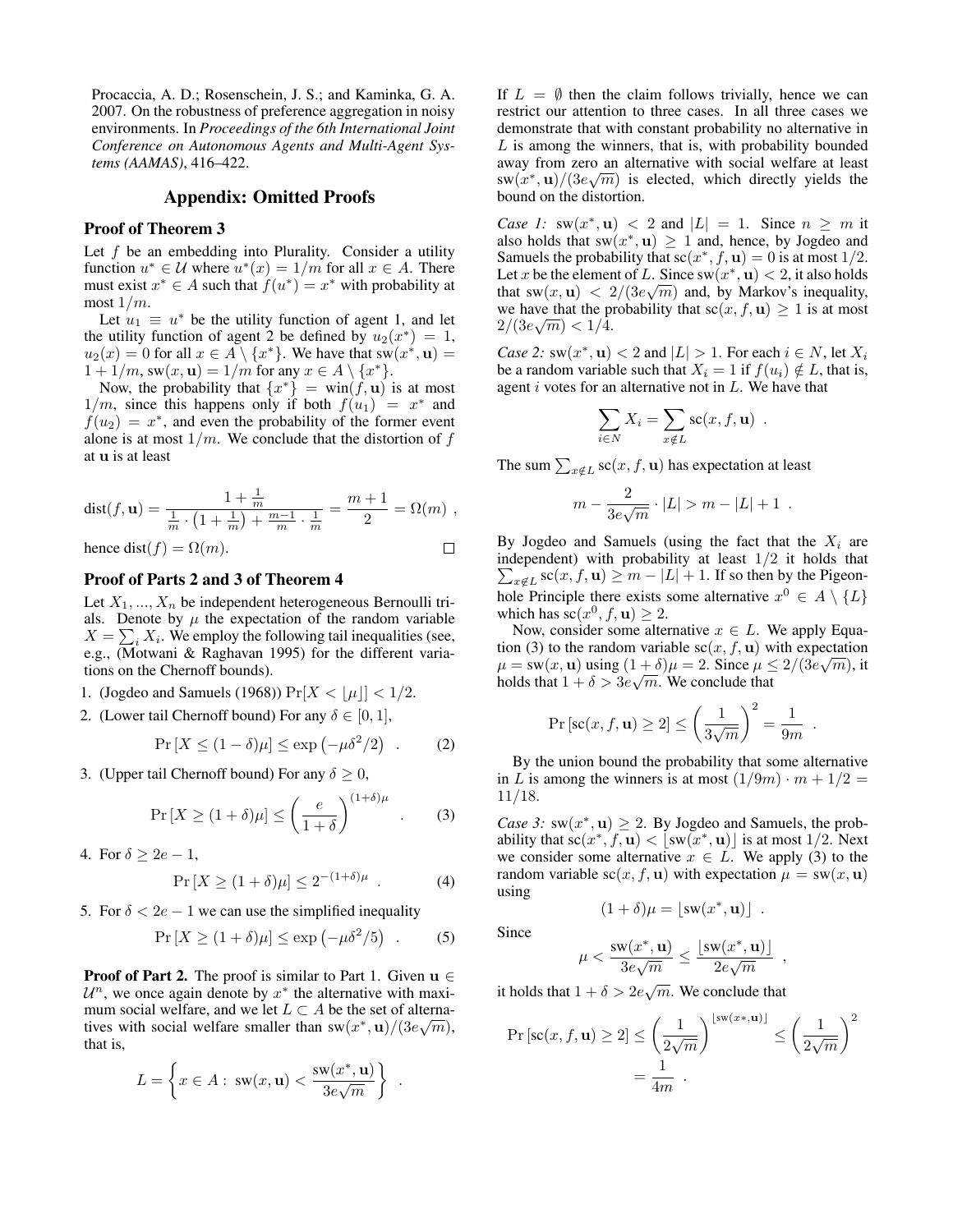Procaccia, A. D.; Rosenschein, J. S.; and Kaminka, G. A. 2007. On the robustness of preference aggregation in noisy environments. In *Proceedings of the 6th International Joint Conference on Autonomous Agents and Multi-Agent Systems (AAMAS)*, 416–422.

## Appendix: Omitted Proofs

### Proof of Theorem 3

Let $f$ be an embedding into Plurality. Consider a utility function $u^* \in \mathcal{U}$ where $u^*(x) = 1/m$ for all $x \in A$. There must exist $x^* \in A$ such that $f(u^*) = x^*$ with probability at most $1/m$.

Let $u_1 \equiv u^*$ be the utility function of agent 1, and let the utility function of agent 2 be defined by $u_2(x^*) = 1$, $u_2(x) = 0$ for all $x \in A \setminus \{x^*\}$. We have that $\text{sw}(x^*, \mathbf{u}) = 1 + 1/m$, $\text{sw}(x, \mathbf{u}) = 1/m$ for any $x \in A \setminus \{x^*\}$.

Now, the probability that $\{x^*\} = \text{win}(f, \mathbf{u})$ is at most $1/m$, since this happens only if both $f(u_1) = x^*$ and $f(u_2) = x^*$, and even the probability of the former event alone is at most $1/m$. We conclude that the distortion of $f$ at $\mathbf{u}$ is at least

$$\text{dist}(f, \mathbf{u}) = \frac{1 + \frac{1}{m}}{\frac{1}{m} \cdot \left(1 + \frac{1}{m}\right) + \frac{m-1}{m} \cdot \frac{1}{m}} = \frac{m+1}{2} = \Omega(m) \ ,$$

hence $\text{dist}(f) = \Omega(m)$. □

### Proof of Parts 2 and 3 of Theorem 4

Let $X_1, ..., X_n$ be independent heterogeneous Bernoulli trials. Denote by $\mu$ the expectation of the random variable $X = \sum_i X_i$. We employ the following tail inequalities (see, e.g., (Motwani & Raghavan 1995) for the different variations on the Chernoff bounds).

1. (Jogdeo and Samuels (1968)) $\Pr[X < \lfloor \mu \rfloor] < 1/2$.
2. (Lower tail Chernoff bound) For any $\delta \in [0, 1]$,
$$\Pr\left[X \leq (1 - \delta)\mu\right] \leq \exp\left(-\mu\delta^2/2\right) \ . \qquad (2)$$
3. (Upper tail Chernoff bound) For any $\delta \geq 0$,
$$\Pr\left[X \geq (1 + \delta)\mu\right] \leq \left(\frac{e}{1+\delta}\right)^{(1+\delta)\mu} \ . \qquad (3)$$
4. For $\delta \geq 2e - 1$,
$$\Pr\left[X \geq (1 + \delta)\mu\right] \leq 2^{-(1+\delta)\mu} \ . \qquad (4)$$
5. For $\delta < 2e - 1$ we can use the simplified inequality
$$\Pr\left[X \geq (1 + \delta)\mu\right] \leq \exp\left(-\mu\delta^2/5\right) \ . \qquad (5)$$

**Proof of Part 2.** The proof is similar to Part 1. Given $\mathbf{u} \in \mathcal{U}^n$, we once again denote by $x^*$ the alternative with maximum social welfare, and we let $L \subset A$ be the set of alternatives with social welfare smaller than $\text{sw}(x^*, \mathbf{u})/(3e\sqrt{m})$, that is,

$$L = \left\{ x \in A : \ \text{sw}(x, \mathbf{u}) < \frac{\text{sw}(x^*, \mathbf{u})}{3e\sqrt{m}} \right\} \ .$$

If $L = \emptyset$ then the claim follows trivially, hence we can restrict our attention to three cases. In all three cases we demonstrate that with constant probability no alternative in $L$ is among the winners, that is, with probability bounded away from zero an alternative with social welfare at least $\text{sw}(x^*, \mathbf{u})/(3e\sqrt{m})$ is elected, which directly yields the bound on the distortion.

*Case 1:* $\text{sw}(x^*, \mathbf{u}) < 2$ and $|L| = 1$. Since $n \geq m$ it also holds that $\text{sw}(x^*, \mathbf{u}) \geq 1$ and, hence, by Jogdeo and Samuels the probability that $\text{sc}(x^*, f, \mathbf{u}) = 0$ is at most $1/2$. Let $x$ be the element of $L$. Since $\text{sw}(x^*, \mathbf{u}) < 2$, it also holds that $\text{sw}(x, \mathbf{u}) < 2/(3e\sqrt{m})$ and, by Markov's inequality, we have that the probability that $\text{sc}(x, f, \mathbf{u}) \geq 1$ is at most $2/(3e\sqrt{m}) < 1/4$.

*Case 2:* $\text{sw}(x^*, \mathbf{u}) < 2$ and $|L| > 1$. For each $i \in N$, let $X_i$ be a random variable such that $X_i = 1$ if $f(u_i) \notin L$, that is, agent $i$ votes for an alternative not in $L$. We have that

$$\sum_{i \in N} X_i = \sum_{x \notin L} \text{sc}(x, f, \mathbf{u}) \ .$$

The sum $\sum_{x \notin L} \text{sc}(x, f, \mathbf{u})$ has expectation at least

$$m - \frac{2}{3e\sqrt{m}} \cdot |L| > m - |L| + 1 \ .$$

By Jogdeo and Samuels (using the fact that the $X_i$ are independent) with probability at least $1/2$ it holds that $\sum_{x \notin L} \text{sc}(x, f, \mathbf{u}) \geq m - |L| + 1$. If so then by the Pigeonhole Principle there exists some alternative $x^0 \in A \setminus \{L\}$ which has $\text{sc}(x^0, f, \mathbf{u}) \geq 2$.

Now, consider some alternative $x \in L$. We apply Equation (3) to the random variable $\text{sc}(x, f, \mathbf{u})$ with expectation $\mu = \text{sw}(x, \mathbf{u})$ using $(1 + \delta)\mu = 2$. Since $\mu \leq 2/(3e\sqrt{m})$, it holds that $1 + \delta > 3e\sqrt{m}$. We conclude that

$$\Pr\left[\text{sc}(x, f, \mathbf{u}) \geq 2\right] \leq \left(\frac{1}{3\sqrt{m}}\right)^2 = \frac{1}{9m} \ .$$

By the union bound the probability that some alternative in $L$ is among the winners is at most $(1/9m) \cdot m + 1/2 = 11/18$.

*Case 3:* $\text{sw}(x^*, \mathbf{u}) \geq 2$. By Jogdeo and Samuels, the probability that $\text{sc}(x^*, f, \mathbf{u}) < \lfloor \text{sw}(x^*, \mathbf{u}) \rfloor$ is at most $1/2$. Next we consider some alternative $x \in L$. We apply (3) to the random variable $\text{sc}(x, f, \mathbf{u})$ with expectation $\mu = \text{sw}(x, \mathbf{u})$ using

$$(1 + \delta)\mu = \lfloor \text{sw}(x^*, \mathbf{u}) \rfloor \ .$$

Since

$$\mu < \frac{\text{sw}(x^*, \mathbf{u})}{3e\sqrt{m}} \leq \frac{\lfloor \text{sw}(x^*, \mathbf{u}) \rfloor}{2e\sqrt{m}} \ ,$$

it holds that $1 + \delta > 2e\sqrt{m}$. We conclude that

$$\Pr\left[\text{sc}(x, f, \mathbf{u}) \geq 2\right] \leq \left(\frac{1}{2\sqrt{m}}\right)^{\lfloor \text{sw}(x*, \mathbf{u}) \rfloor} \leq \left(\frac{1}{2\sqrt{m}}\right)^2 = \frac{1}{4m} \ .$$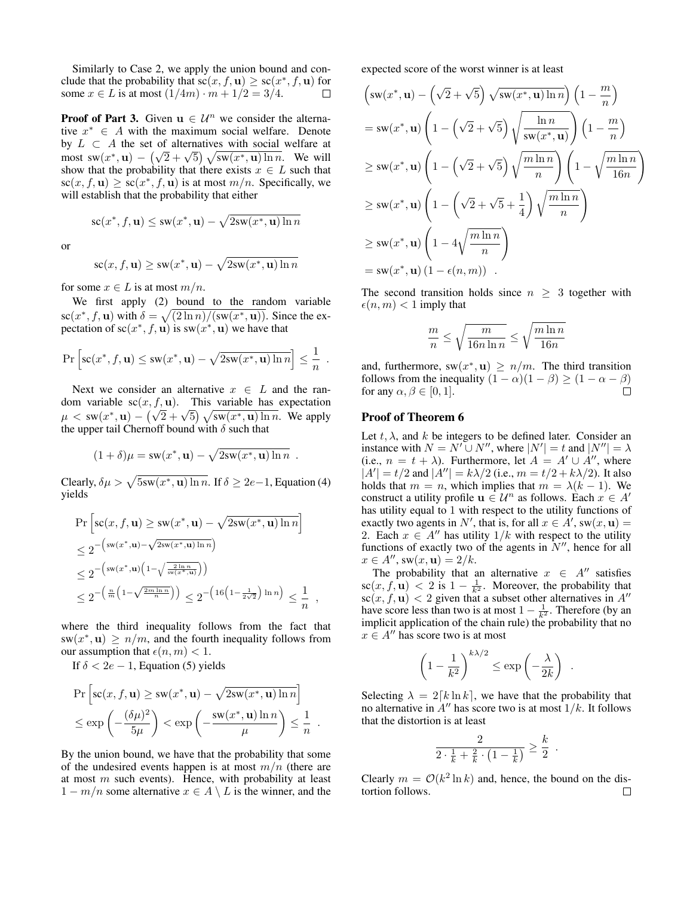Similarly to Case 2, we apply the union bound and conclude that the probability that $\mathrm{sc}(x, f, \mathbf{u}) \geq \mathrm{sc}(x^*, f, \mathbf{u})$ for some $x \in L$ is at most $(1/4m) \cdot m + 1/2 = 3/4$. □

**Proof of Part 3.** Given $\mathbf{u} \in \mathcal{U}^n$ we consider the alternative $x^* \in A$ with the maximum social welfare. Denote by $L \subset A$ the set of alternatives with social welfare at most $\mathrm{sw}(x^*, \mathbf{u}) - \left(\sqrt{2} + \sqrt{5}\right) \sqrt{\mathrm{sw}(x^*, \mathbf{u}) \ln n}$. We will show that the probability that there exists $x \in L$ such that $\mathrm{sc}(x, f, \mathbf{u}) \geq \mathrm{sc}(x^*, f, \mathbf{u})$ is at most $m/n$. Specifically, we will establish that the probability that either

$$\mathrm{sc}(x^*, f, \mathbf{u}) \leq \mathrm{sw}(x^*, \mathbf{u}) - \sqrt{2\mathrm{sw}(x^*, \mathbf{u}) \ln n}$$

or

$$\mathrm{sc}(x, f, \mathbf{u}) \geq \mathrm{sw}(x^*, \mathbf{u}) - \sqrt{2\mathrm{sw}(x^*, \mathbf{u}) \ln n}$$

for some $x \in L$ is at most $m/n$.

We first apply (2) bound to the random variable $\mathrm{sc}(x^*, f, \mathbf{u})$ with $\delta = \sqrt{(2 \ln n)/(\mathrm{sw}(x^*, \mathbf{u}))}$. Since the expectation of $\mathrm{sc}(x^*, f, \mathbf{u})$ is $\mathrm{sw}(x^*, \mathbf{u})$ we have that

$$\Pr\left[\mathrm{sc}(x^*, f, \mathbf{u}) \leq \mathrm{sw}(x^*, \mathbf{u}) - \sqrt{2\mathrm{sw}(x^*, \mathbf{u}) \ln n}\right] \leq \frac{1}{n} \ .$$

Next we consider an alternative $x \in L$ and the random variable $\mathrm{sc}(x, f, \mathbf{u})$. This variable has expectation $\mu < \mathrm{sw}(x^*, \mathbf{u}) - \left(\sqrt{2} + \sqrt{5}\right) \sqrt{\mathrm{sw}(x^*, \mathbf{u}) \ln n}$. We apply the upper tail Chernoff bound with $\delta$ such that

$$(1 + \delta)\mu = \mathrm{sw}(x^*, \mathbf{u}) - \sqrt{2\mathrm{sw}(x^*, \mathbf{u}) \ln n} \ .$$

Clearly, $\delta\mu > \sqrt{5\mathrm{sw}(x^*, \mathbf{u}) \ln n}$. If $\delta \geq 2e - 1$, Equation (4) yields

$$\begin{aligned}
&\Pr\left[\mathrm{sc}(x, f, \mathbf{u}) \geq \mathrm{sw}(x^*, \mathbf{u}) - \sqrt{2\mathrm{sw}(x^*, \mathbf{u}) \ln n}\right] \\
&\leq 2^{-\left(\mathrm{sw}(x^*, \mathbf{u}) - \sqrt{2\mathrm{sw}(x^*, \mathbf{u}) \ln n}\right)} \\
&\leq 2^{-\left(\mathrm{sw}(x^*, \mathbf{u})\left(1 - \sqrt{\frac{2 \ln n}{\mathrm{sw}(x^*, \mathbf{u})}}\right)\right)} \\
&\leq 2^{-\left(\frac{n}{m}\left(1 - \sqrt{\frac{2m \ln n}{n}}\right)\right)} \leq 2^{-\left(16\left(1 - \frac{1}{2\sqrt{2}}\right) \ln n\right)} \leq \frac{1}{n} \ ,
\end{aligned}$$

where the third inequality follows from the fact that $\mathrm{sw}(x^*, \mathbf{u}) \geq n/m$, and the fourth inequality follows from our assumption that $\epsilon(n, m) < 1$.

If $\delta < 2e - 1$, Equation (5) yields

$$\begin{aligned}
&\Pr\left[\mathrm{sc}(x, f, \mathbf{u}) \geq \mathrm{sw}(x^*, \mathbf{u}) - \sqrt{2\mathrm{sw}(x^*, \mathbf{u}) \ln n}\right] \\
&\leq \exp\left(-\frac{(\delta\mu)^2}{5\mu}\right) < \exp\left(-\frac{\mathrm{sw}(x^*, \mathbf{u}) \ln n}{\mu}\right) \leq \frac{1}{n} \ .
\end{aligned}$$

By the union bound, we have that the probability that some of the undesired events happen is at most $m/n$ (there are at most $m$ such events). Hence, with probability at least $1 - m/n$ some alternative $x \in A \setminus L$ is the winner, and the expected score of the worst winner is at least

$$\begin{aligned}
&\left(\mathrm{sw}(x^*, \mathbf{u}) - \left(\sqrt{2} + \sqrt{5}\right) \sqrt{\mathrm{sw}(x^*, \mathbf{u}) \ln n}\right)\left(1 - \frac{m}{n}\right) \\
&= \mathrm{sw}(x^*, \mathbf{u})\left(1 - \left(\sqrt{2} + \sqrt{5}\right)\sqrt{\frac{\ln n}{\mathrm{sw}(x^*, \mathbf{u})}}\right)\left(1 - \frac{m}{n}\right) \\
&\geq \mathrm{sw}(x^*, \mathbf{u})\left(1 - \left(\sqrt{2} + \sqrt{5}\right)\sqrt{\frac{m \ln n}{n}}\right)\left(1 - \sqrt{\frac{m \ln n}{16n}}\right) \\
&\geq \mathrm{sw}(x^*, \mathbf{u})\left(1 - \left(\sqrt{2} + \sqrt{5} + \frac{1}{4}\right)\sqrt{\frac{m \ln n}{n}}\right) \\
&\geq \mathrm{sw}(x^*, \mathbf{u})\left(1 - 4\sqrt{\frac{m \ln n}{n}}\right) \\
&= \mathrm{sw}(x^*, \mathbf{u})\left(1 - \epsilon(n, m)\right) \ .
\end{aligned}$$

The second transition holds since $n \geq 3$ together with $\epsilon(n, m) < 1$ imply that

$$\frac{m}{n} \leq \sqrt{\frac{m}{16n \ln n}} \leq \sqrt{\frac{m \ln n}{16n}}$$

and, furthermore, $\mathrm{sw}(x^*, \mathbf{u}) \geq n/m$. The third transition follows from the inequality $(1 - \alpha)(1 - \beta) \geq (1 - \alpha - \beta)$ for any $\alpha, \beta \in [0, 1]$. □

## Proof of Theorem 6

Let $t, \lambda$, and $k$ be integers to be defined later. Consider an instance with $N = N' \cup N''$, where $|N'| = t$ and $|N''| = \lambda$ (i.e., $n = t + \lambda$). Furthermore, let $A = A' \cup A''$, where $|A'| = t/2$ and $|A''| = k\lambda/2$ (i.e., $m = t/2 + k\lambda/2$). It also holds that $m = n$, which implies that $m = \lambda(k - 1)$. We construct a utility profile $\mathbf{u} \in \mathcal{U}^n$ as follows. Each $x \in A'$ has utility equal to 1 with respect to the utility functions of exactly two agents in $N'$, that is, for all $x \in A'$, $\mathrm{sw}(x, \mathbf{u}) = 2$. Each $x \in A''$ has utility $1/k$ with respect to the utility functions of exactly two of the agents in $N''$, hence for all $x \in A''$, $\mathrm{sw}(x, \mathbf{u}) = 2/k$.

The probability that an alternative $x \in A''$ satisfies $\mathrm{sc}(x, f, \mathbf{u}) < 2$ is $1 - \frac{1}{k^2}$. Moreover, the probability that $\mathrm{sc}(x, f, \mathbf{u}) < 2$ given that a subset other alternatives in $A''$ have score less than two is at most $1 - \frac{1}{k^2}$. Therefore (by an implicit application of the chain rule) the probability that no $x \in A''$ has score two is at most

$$\left(1 - \frac{1}{k^2}\right)^{k\lambda/2} \leq \exp\left(-\frac{\lambda}{2k}\right) \ .$$

Selecting $\lambda = 2\lceil k \ln k \rceil$, we have that the probability that no alternative in $A''$ has score two is at most $1/k$. It follows that the distortion is at least

$$\frac{2}{2 \cdot \frac{1}{k} + \frac{2}{k} \cdot \left(1 - \frac{1}{k}\right)} \geq \frac{k}{2} \ .$$

Clearly $m = \mathcal{O}(k^2 \ln k)$ and, hence, the bound on the distortion follows. □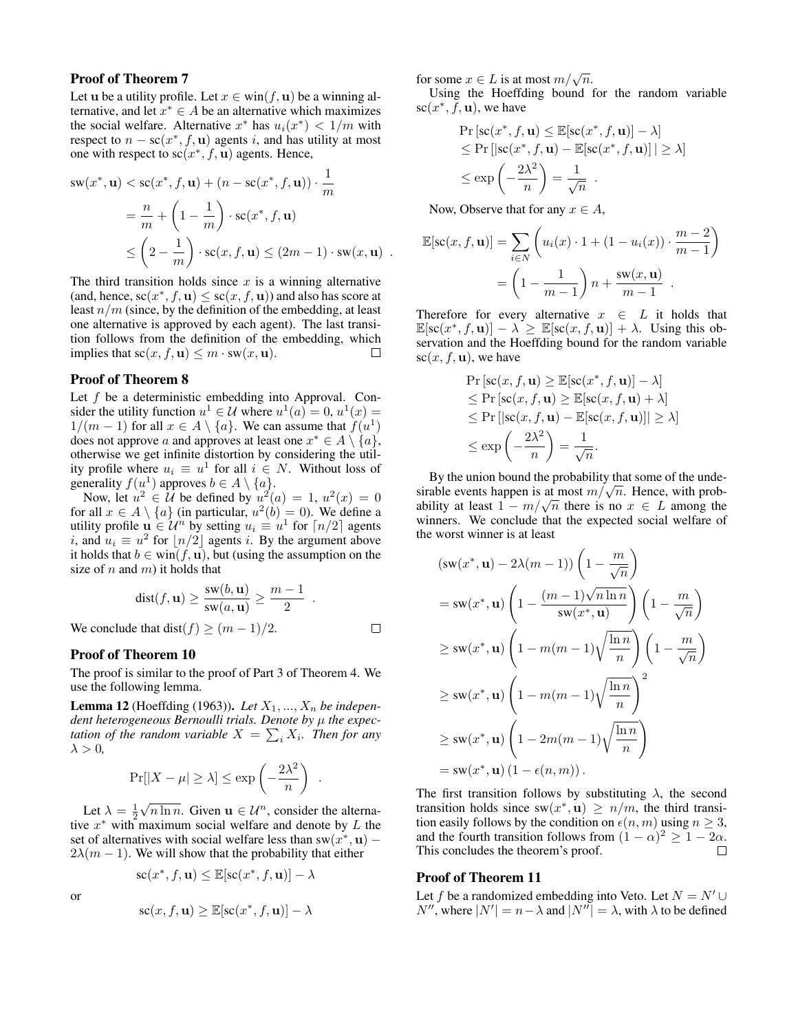### Proof of Theorem 7

Let $\mathbf{u}$ be a utility profile. Let $x \in \text{win}(f, \mathbf{u})$ be a winning alternative, and let $x^* \in A$ be an alternative which maximizes the social welfare. Alternative $x^*$ has $u_i(x^*) < 1/m$ with respect to $n - \text{sc}(x^*, f, \mathbf{u})$ agents $i$, and has utility at most one with respect to $\text{sc}(x^*, f, \mathbf{u})$ agents. Hence,

$$
\begin{aligned}
\text{sw}(x^*, \mathbf{u}) &< \text{sc}(x^*, f, \mathbf{u}) + (n - \text{sc}(x^*, f, \mathbf{u})) \cdot \frac{1}{m} \\
&= \frac{n}{m} + \left(1 - \frac{1}{m}\right) \cdot \text{sc}(x^*, f, \mathbf{u}) \\
&\leq \left(2 - \frac{1}{m}\right) \cdot \text{sc}(x, f, \mathbf{u}) \leq (2m-1) \cdot \text{sw}(x, \mathbf{u}) \ .
\end{aligned}
$$

The third transition holds since $x$ is a winning alternative (and, hence, $\text{sc}(x^*, f, \mathbf{u}) \leq \text{sc}(x, f, \mathbf{u})$) and also has score at least $n/m$ (since, by the definition of the embedding, at least one alternative is approved by each agent). The last transition follows from the definition of the embedding, which implies that $\text{sc}(x, f, \mathbf{u}) \leq m \cdot \text{sw}(x, \mathbf{u})$. □

### Proof of Theorem 8

Let $f$ be a deterministic embedding into Approval. Consider the utility function $u^1 \in \mathcal{U}$ where $u^1(a) = 0$, $u^1(x) = 1/(m-1)$ for all $x \in A \setminus \{a\}$. We can assume that $f(u^1)$ does not approve $a$ and approves at least one $x^* \in A \setminus \{a\}$, otherwise we get infinite distortion by considering the utility profile where $u_i \equiv u^1$ for all $i \in N$. Without loss of generality $f(u^1)$ approves $b \in A \setminus \{a\}$.

Now, let $u^2 \in \mathcal{U}$ be defined by $u^2(a) = 1$, $u^2(x) = 0$ for all $x \in A \setminus \{a\}$ (in particular, $u^2(b) = 0$). We define a utility profile $\mathbf{u} \in \mathcal{U}^n$ by setting $u_i \equiv u^1$ for $\lceil n/2 \rceil$ agents $i$, and $u_i \equiv u^2$ for $\lfloor n/2 \rfloor$ agents $i$. By the argument above it holds that $b \in \text{win}(f, \mathbf{u})$, but (using the assumption on the size of $n$ and $m$) it holds that

$$
\text{dist}(f, \mathbf{u}) \geq \frac{\text{sw}(b, \mathbf{u})}{\text{sw}(a, \mathbf{u})} \geq \frac{m-1}{2} \ .
$$

We conclude that $\text{dist}(f) \geq (m-1)/2$. □

### Proof of Theorem 10

The proof is similar to the proof of Part 3 of Theorem 4. We use the following lemma.

**Lemma 12** (Hoeffding (1963)). *Let $X_1, ..., X_n$ be independent heterogeneous Bernoulli trials. Denote by $\mu$ the expectation of the random variable $X = \sum_i X_i$. Then for any $\lambda > 0$,*

$$
\Pr[|X - \mu| \geq \lambda] \leq \exp\left(-\frac{2\lambda^2}{n}\right) \ .
$$

Let $\lambda = \frac{1}{2}\sqrt{n \ln n}$. Given $\mathbf{u} \in \mathcal{U}^n$, consider the alternative $x^*$ with maximum social welfare and denote by $L$ the set of alternatives with social welfare less than $\text{sw}(x^*, \mathbf{u}) - 2\lambda(m-1)$. We will show that the probability that either

$$
\text{sc}(x^*, f, \mathbf{u}) \leq \mathbb{E}[\text{sc}(x^*, f, \mathbf{u})] - \lambda
$$

or

$$
\text{sc}(x, f, \mathbf{u}) \geq \mathbb{E}[\text{sc}(x^*, f, \mathbf{u})] - \lambda
$$

for some $x \in L$ is at most $m/\sqrt{n}$.

Using the Hoeffding bound for the random variable $\text{sc}(x^*, f, \mathbf{u})$, we have

$$
\begin{aligned}
&\Pr[\text{sc}(x^*, f, \mathbf{u}) \leq \mathbb{E}[\text{sc}(x^*, f, \mathbf{u})] - \lambda] \\
&\leq \Pr[|\text{sc}(x^*, f, \mathbf{u}) - \mathbb{E}[\text{sc}(x^*, f, \mathbf{u})]| \geq \lambda] \\
&\leq \exp\left(-\frac{2\lambda^2}{n}\right) = \frac{1}{\sqrt{n}} \ .
\end{aligned}
$$

Now, Observe that for any $x \in A$,

$$
\begin{aligned}
\mathbb{E}[\text{sc}(x, f, \mathbf{u})] &= \sum_{i \in N} \left(u_i(x) \cdot 1 + (1 - u_i(x)) \cdot \frac{m-2}{m-1}\right) \\
&= \left(1 - \frac{1}{m-1}\right) n + \frac{\text{sw}(x, \mathbf{u})}{m-1} \ .
\end{aligned}
$$

Therefore for every alternative $x \in L$ it holds that $\mathbb{E}[\text{sc}(x^*, f, \mathbf{u})] - \lambda \geq \mathbb{E}[\text{sc}(x, f, \mathbf{u})] + \lambda$. Using this observation and the Hoeffding bound for the random variable $\text{sc}(x, f, \mathbf{u})$, we have

$$
\begin{aligned}
&\Pr[\text{sc}(x, f, \mathbf{u}) \geq \mathbb{E}[\text{sc}(x^*, f, \mathbf{u})] - \lambda] \\
&\leq \Pr[\text{sc}(x, f, \mathbf{u}) \geq \mathbb{E}[\text{sc}(x, f, \mathbf{u}) + \lambda] \\
&\leq \Pr[|\text{sc}(x, f, \mathbf{u}) - \mathbb{E}[\text{sc}(x, f, \mathbf{u})]| \geq \lambda] \\
&\leq \exp\left(-\frac{2\lambda^2}{n}\right) = \frac{1}{\sqrt{n}}.
\end{aligned}
$$

By the union bound the probability that some of the undesirable events happen is at most $m/\sqrt{n}$. Hence, with probability at least $1 - m/\sqrt{n}$ there is no $x \in L$ among the winners. We conclude that the expected social welfare of the worst winner is at least

$$
\begin{aligned}
&(\text{sw}(x^*, \mathbf{u}) - 2\lambda(m-1))\left(1 - \frac{m}{\sqrt{n}}\right) \\
&= \text{sw}(x^*, \mathbf{u})\left(1 - \frac{(m-1)\sqrt{n \ln n}}{\text{sw}(x^*, \mathbf{u})}\right)\left(1 - \frac{m}{\sqrt{n}}\right) \\
&\geq \text{sw}(x^*, \mathbf{u})\left(1 - m(m-1)\sqrt{\frac{\ln n}{n}}\right)\left(1 - \frac{m}{\sqrt{n}}\right) \\
&\geq \text{sw}(x^*, \mathbf{u})\left(1 - m(m-1)\sqrt{\frac{\ln n}{n}}\right)^2 \\
&\geq \text{sw}(x^*, \mathbf{u})\left(1 - 2m(m-1)\sqrt{\frac{\ln n}{n}}\right) \\
&= \text{sw}(x^*, \mathbf{u})\left(1 - \epsilon(n, m)\right).
\end{aligned}
$$

The first transition follows by substituting $\lambda$, the second transition holds since $\text{sw}(x^*, \mathbf{u}) \geq n/m$, the third transition easily follows by the condition on $\epsilon(n, m)$ using $n \geq 3$, and the fourth transition follows from $(1 - \alpha)^2 \geq 1 - 2\alpha$. This concludes the theorem's proof. □

### Proof of Theorem 11

Let $f$ be a randomized embedding into Veto. Let $N = N' \cup N''$, where $|N'| = n - \lambda$ and $|N''| = \lambda$, with $\lambda$ to be defined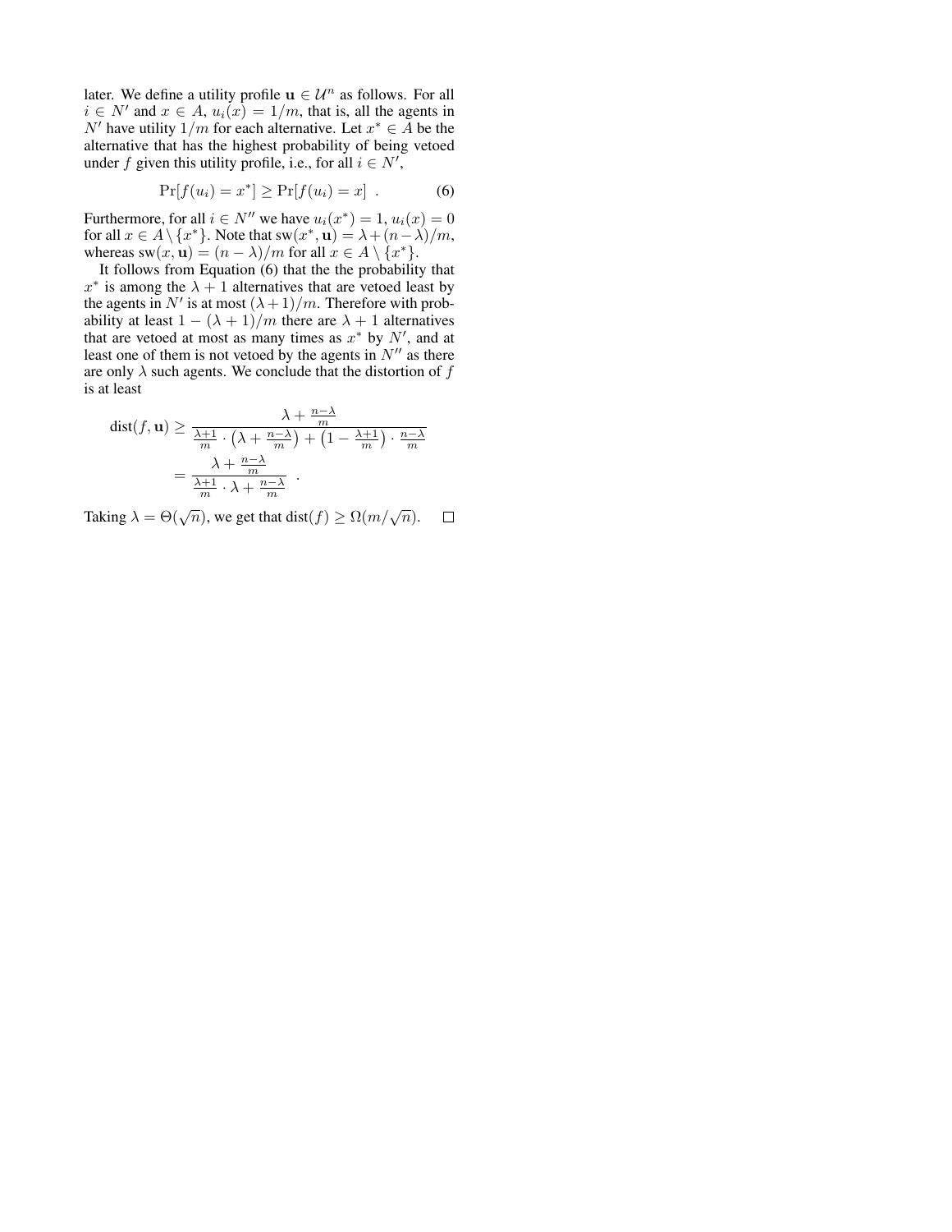later. We define a utility profile $\mathbf{u} \in \mathcal{U}^n$ as follows. For all $i \in N'$ and $x \in A$, $u_i(x) = 1/m$, that is, all the agents in $N'$ have utility $1/m$ for each alternative. Let $x^* \in A$ be the alternative that has the highest probability of being vetoed under $f$ given this utility profile, i.e., for all $i \in N'$,

$$\Pr[f(u_i) = x^*] \geq \Pr[f(u_i) = x] \ . \tag{6}$$

Furthermore, for all $i \in N''$ we have $u_i(x^*) = 1$, $u_i(x) = 0$ for all $x \in A \setminus \{x^*\}$. Note that $\text{sw}(x^*, \mathbf{u}) = \lambda + (n-\lambda)/m$, whereas $\text{sw}(x, \mathbf{u}) = (n - \lambda)/m$ for all $x \in A \setminus \{x^*\}$.

It follows from Equation (6) that the the probability that $x^*$ is among the $\lambda + 1$ alternatives that are vetoed least by the agents in $N'$ is at most $(\lambda+1)/m$. Therefore with probability at least $1 - (\lambda + 1)/m$ there are $\lambda + 1$ alternatives that are vetoed at most as many times as $x^*$ by $N'$, and at least one of them is not vetoed by the agents in $N''$ as there are only $\lambda$ such agents. We conclude that the distortion of $f$ is at least

$$\begin{aligned}
\text{dist}(f, \mathbf{u}) &\geq \frac{\lambda + \frac{n-\lambda}{m}}{\frac{\lambda+1}{m} \cdot \left(\lambda + \frac{n-\lambda}{m}\right) + \left(1 - \frac{\lambda+1}{m}\right) \cdot \frac{n-\lambda}{m}} \\
&= \frac{\lambda + \frac{n-\lambda}{m}}{\frac{\lambda+1}{m} \cdot \lambda + \frac{n-\lambda}{m}} \ .
\end{aligned}$$

Taking $\lambda = \Theta(\sqrt{n})$, we get that $\text{dist}(f) \geq \Omega(m/\sqrt{n})$. $\square$